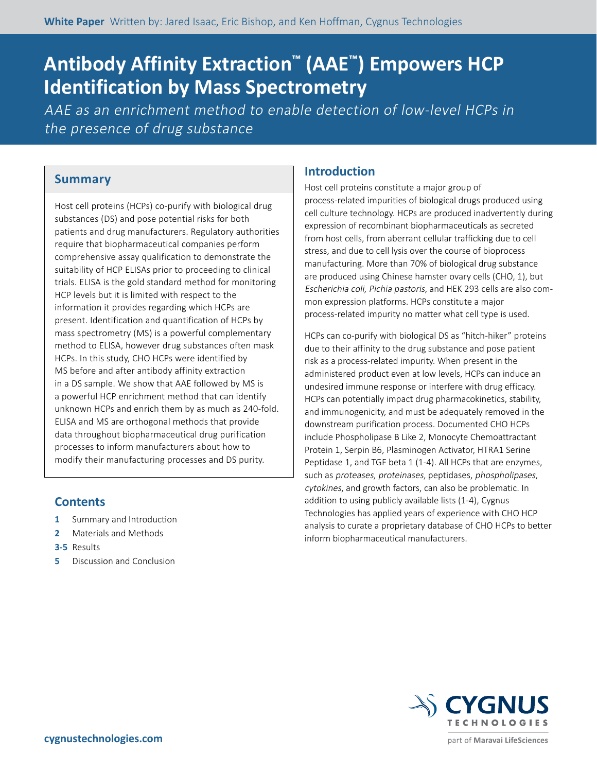**White Paper** Written by: Jared Isaac, Eric Bishop, and Ken Hoffman, Cygnus Technologies

# Antibody Affinity Extraction™ (AAE™) Empowers HCP Identification by Mass Spectrometry

*AAE as an enrichment method to enable detection of low-level HCPs in the presence of drug substance*

## Summary

Host cell proteins (HCPs) co-purify with biological drug substances (DS) and pose potential risks for both patients and drug manufacturers. Regulatory authorities require that biopharmaceutical companies perform comprehensive assay qualification to demonstrate the suitability of HCP ELISAs prior to proceeding to clinical trials. ELISA is the gold standard method for monitoring HCP levels but it is limited with respect to the information it provides regarding which HCPs are present. Identification and quantification of HCPs by mass spectrometry (MS) is a powerful complementary method to ELISA, however drug substances often mask HCPs. In this study, CHO HCPs were identified by MS before and after antibody affinity extraction in a DS sample. We show that AAE followed by MS is a powerful HCP enrichment method that can identify unknown HCPs and enrich them by as much as 240-fold. ELISA and MS are orthogonal methods that provide data throughout biopharmaceutical drug purification processes to inform manufacturers about how to modify their manufacturing processes and DS purity.

## Contents

- **1** Summary and Introduction
- **2** Materials and Methods
- **3-5** Results
- **5** Discussion and Conclusion

## Introduction

Host cell proteins constitute a major group of process-related impurities of biological drugs produced using cell culture technology. HCPs are produced inadvertently during expression of recombinant biopharmaceuticals as secreted from host cells, from aberrant cellular trafficking due to cell stress, and due to cell lysis over the course of bioprocess manufacturing. More than 70% of biological drug substance are produced using Chinese hamster ovary cells (CHO, 1), but *Escherichia coli*, *Pichia pastoris*, and HEK 293 cells are also common expression platforms. HCPs constitute a major process-related impurity no matter what cell type is used.

HCPs can co-purify with biological DS as "hitch-hiker" proteins due to their affinity to the drug substance and pose patient risk as a process-related impurity. When present in the administered product even at low levels, HCPs can induce an undesired immune response or interfere with drug efficacy. HCPs can potentially impact drug pharmacokinetics, stability, and immunogenicity, and must be adequately removed in the downstream purification process. Documented CHO HCPs include Phospholipase B Like 2, Monocyte Chemoattractant Protein 1, Serpin B6, Plasminogen Activator, HTRA1 Serine Peptidase 1, and TGF beta 1 (1-4). All HCPs that are enzymes, such as *proteases*, *proteinases*, peptidases, *phospholipases*, *cytokines*, and growth factors, can also be problematic. In addition to using publicly available lists (1-4), Cygnus Technologies has applied years of experience with CHO HCP analysis to curate a proprietary database of CHO HCPs to better inform biopharmaceutical manufacturers.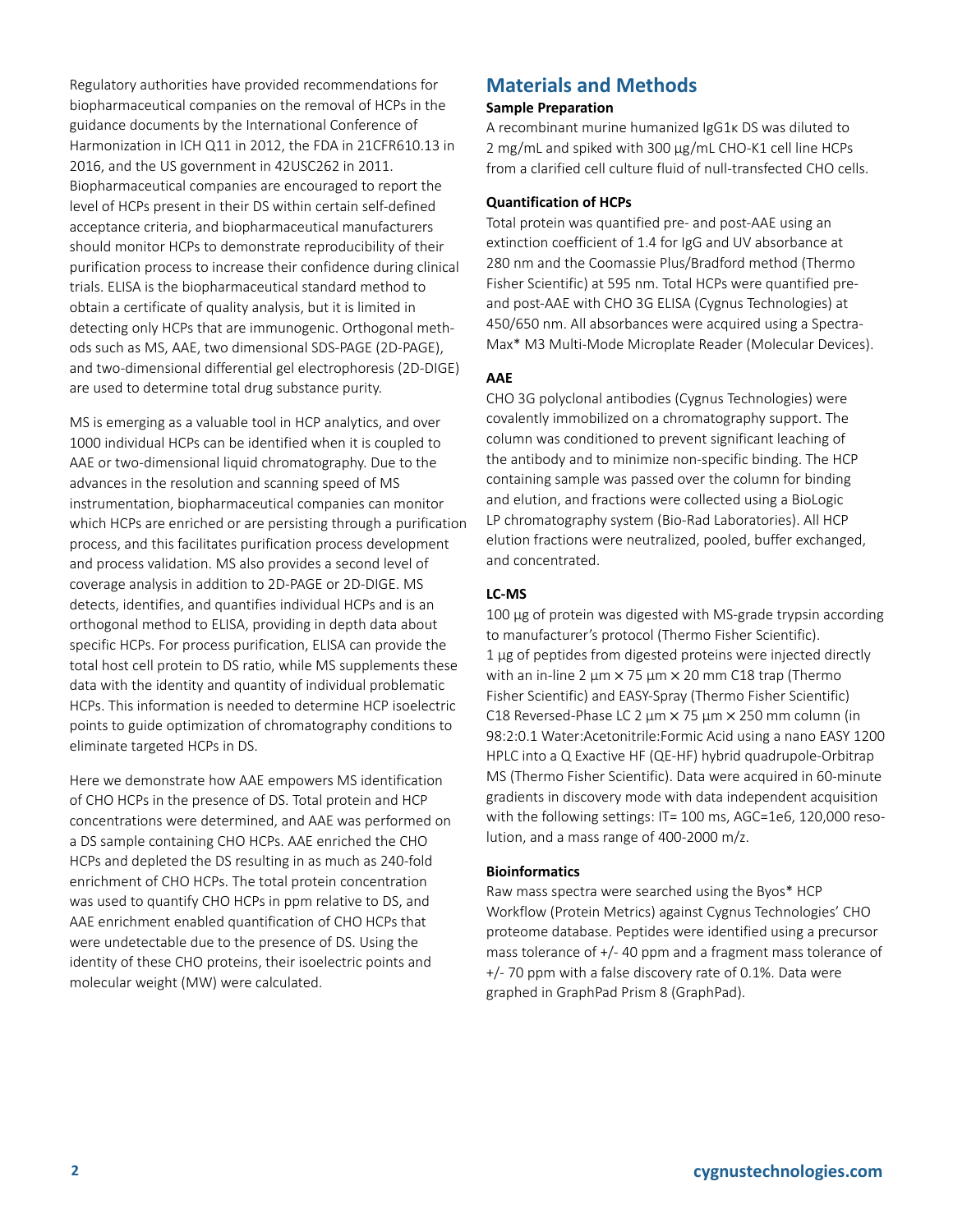Regulatory authorities have provided recommendations for biopharmaceutical companies on the removal of HCPs in the guidance documents by the International Conference of Harmonization in ICH Q11 in 2012, the FDA in 21CFR610.13 in 2016, and the US government in 42USC262 in 2011. Biopharmaceutical companies are encouraged to report the level of HCPs present in their DS within certain self-defined acceptance criteria, and biopharmaceutical manufacturers should monitor HCPs to demonstrate reproducibility of their purification process to increase their confidence during clinical trials. ELISA is the biopharmaceutical standard method to obtain a certificate of quality analysis, but it is limited in detecting only HCPs that are immunogenic. Orthogonal methods such as MS, AAE, two dimensional SDS-PAGE (2D-PAGE), and two-dimensional differential gel electrophoresis (2D-DIGE) are used to determine total drug substance purity.

MS is emerging as a valuable tool in HCP analytics, and over 1000 individual HCPs can be identified when it is coupled to AAE or two-dimensional liquid chromatography. Due to the advances in the resolution and scanning speed of MS instrumentation, biopharmaceutical companies can monitor which HCPs are enriched or are persisting through a purification process, and this facilitates purification process development and process validation. MS also provides a second level of coverage analysis in addition to 2D-PAGE or 2D-DIGE. MS detects, identifies, and quantifies individual HCPs and is an orthogonal method to ELISA, providing in depth data about specific HCPs. For process purification, ELISA can provide the total host cell protein to DS ratio, while MS supplements these data with the identity and quantity of individual problematic HCPs. This information is needed to determine HCP isoelectric points to guide optimization of chromatography conditions to eliminate targeted HCPs in DS.

Here we demonstrate how AAE empowers MS identification of CHO HCPs in the presence of DS. Total protein and HCP concentrations were determined, and AAE was performed on a DS sample containing CHO HCPs. AAE enriched the CHO HCPs and depleted the DS resulting in as much as 240-fold enrichment of CHO HCPs. The total protein concentration was used to quantify CHO HCPs in ppm relative to DS, and AAE enrichment enabled quantification of CHO HCPs that were undetectable due to the presence of DS. Using the identity of these CHO proteins, their isoelectric points and molecular weight (MW) were calculated.

## Materials and Methods

### Sample Preparation

A recombinant murine humanized IgG1κ DS was diluted to 2 mg/mL and spiked with 300 µg/mL CHO-K1 cell line HCPs from a clarified cell culture fluid of null-transfected CHO cells.

### Quantification of HCPs

Total protein was quantified pre- and post-AAE using an extinction coefficient of 1.4 for IgG and UV absorbance at 280 nm and the Coomassie Plus/Bradford method (Thermo Fisher Scientific) at 595 nm. Total HCPs were quantified pre- and post-AAE with CHO 3G ELISA (Cygnus Technologies) at 450/650 nm. All absorbances were acquired using a SpectraMax* M3 Multi-Mode Microplate Reader (Molecular Devices).

### AAE

CHO 3G polyclonal antibodies (Cygnus Technologies) were covalently immobilized on a chromatography support. The column was conditioned to prevent significant leaching of the antibody and to minimize non-specific binding. The HCP containing sample was passed over the column for binding and elution, and fractions were collected using a BioLogic LP chromatography system (Bio-Rad Laboratories). All HCP elution fractions were neutralized, pooled, buffer exchanged, and concentrated.

### LC-MS

100 µg of protein was digested with MS-grade trypsin according to manufacturer's protocol (Thermo Fisher Scientific). 1 µg of peptides from digested proteins were injected directly with an in-line 2 µm × 75 µm × 20 mm C18 trap (Thermo Fisher Scientific) and EASY-Spray (Thermo Fisher Scientific) C18 Reversed-Phase LC 2 µm × 75 µm × 250 mm column (in 98:2:0.1 Water:Acetonitrile:Formic Acid using a nano EASY 1200 HPLC into a Q Exactive HF (QE-HF) hybrid quadrupole-Orbitrap MS (Thermo Fisher Scientific). Data were acquired in 60-minute gradients in discovery mode with data independent acquisition with the following settings: IT= 100 ms, AGC=1e6, 120,000 resolution, and a mass range of 400-2000 m/z.

### Bioinformatics

Raw mass spectra were searched using the Byos* HCP Workflow (Protein Metrics) against Cygnus Technologies' CHO proteome database. Peptides were identified using a precursor mass tolerance of +/- 40 ppm and a fragment mass tolerance of +/- 70 ppm with a false discovery rate of 0.1%. Data were graphed in GraphPad Prism 8 (GraphPad).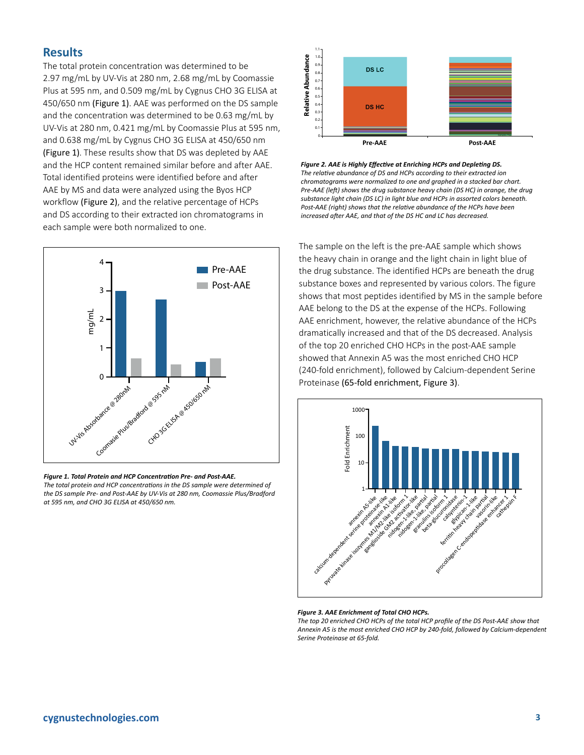## Results

The total protein concentration was determined to be 2.97 mg/mL by UV-Vis at 280 nm, 2.68 mg/mL by Coomassie Plus at 595 nm, and 0.509 mg/mL by Cygnus CHO 3G ELISA at 450/650 nm (**Figure 1**). AAE was performed on the DS sample and the concentration was determined to be 0.63 mg/mL by UV-Vis at 280 nm, 0.421 mg/mL by Coomassie Plus at 595 nm, and 0.638 mg/mL by Cygnus CHO 3G ELISA at 450/650 nm (**Figure 1**). These results show that DS was depleted by AAE and the HCP content remained similar before and after AAE. Total identified proteins were identified before and after AAE by MS and data were analyzed using the Byos HCP workflow (**Figure 2**), and the relative percentage of HCPs and DS according to their extracted ion chromatograms in each sample were both normalized to one.

***Figure 1. Total Protein and HCP Concentration Pre- and Post-AAE.***
*The total protein and HCP concentrations in the DS sample were determined of the DS sample Pre- and Post-AAE by UV-Vis at 280 nm, Coomassie Plus/Bradford at 595 nm, and CHO 3G ELISA at 450/650 nm.*

***Figure 2. AAE is Highly Effective at Enriching HCPs and Depleting DS.***
*The relative abundance of DS and HCPs according to their extracted ion chromatograms were normalized to one and graphed in a stacked bar chart. Pre-AAE (left) shows the drug substance heavy chain (DS HC) in orange, the drug substance light chain (DS LC) in light blue and HCPs in assorted colors beneath. Post-AAE (right) shows that the relative abundance of the HCPs have been increased after AAE, and that of the DS HC and LC has decreased.*

The sample on the left is the pre-AAE sample which shows the heavy chain in orange and the light chain in light blue of the drug substance. The identified HCPs are beneath the drug substance boxes and represented by various colors. The figure shows that most peptides identified by MS in the sample before AAE belong to the DS at the expense of the HCPs. Following AAE enrichment, however, the relative abundance of the HCPs dramatically increased and that of the DS decreased. Analysis of the top 20 enriched CHO HCPs in the post-AAE sample showed that Annexin A5 was the most enriched CHO HCP (240-fold enrichment), followed by Calcium-dependent Serine Proteinase (**65-fold enrichment, Figure 3**).

***Figure 3. AAE Enrichment of Total CHO HCPs.***
*The top 20 enriched CHO HCPs of the total HCP profile of the DS Post-AAE show that Annexin A5 is the most enriched CHO HCP by 240-fold, followed by Calcium-dependent Serine Proteinase at 65-fold.*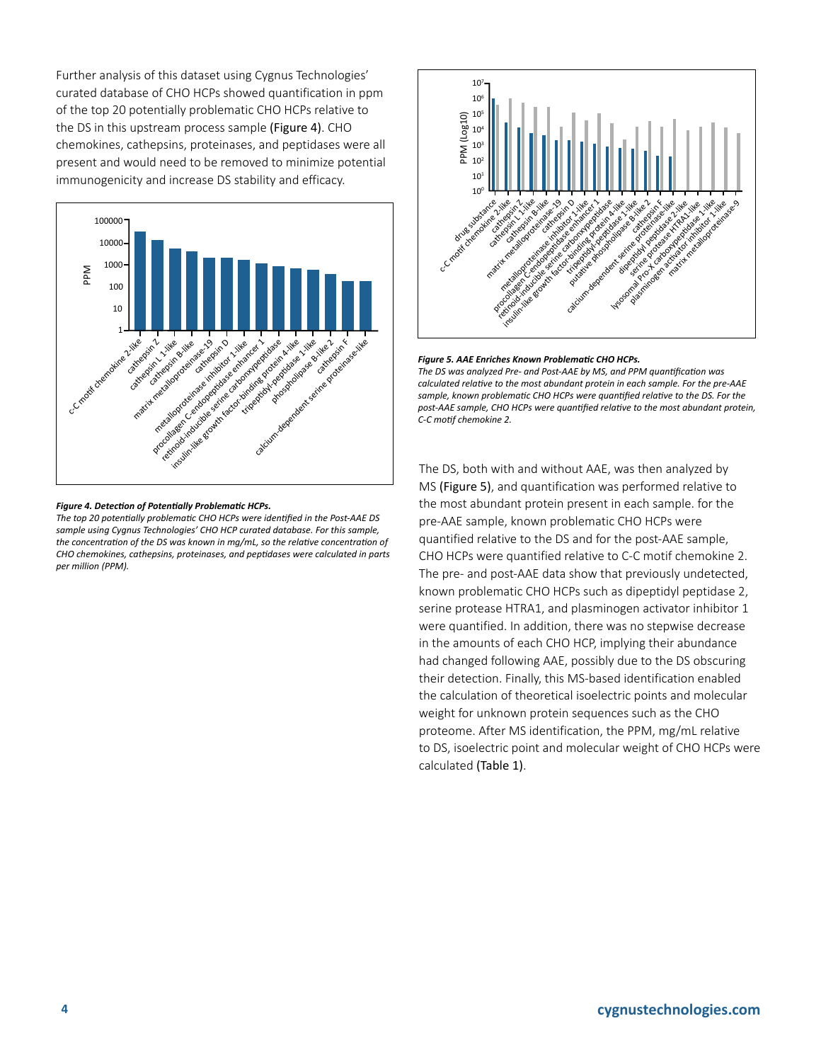Further analysis of this dataset using Cygnus Technologies' curated database of CHO HCPs showed quantification in ppm of the top 20 potentially problematic CHO HCPs relative to the DS in this upstream process sample (Figure 4). CHO chemokines, cathepsins, proteinases, and peptidases were all present and would need to be removed to minimize potential immunogenicity and increase DS stability and efficacy.

***Figure 4. Detection of Potentially Problematic HCPs.***
*The top 20 potentially problematic CHO HCPs were identified in the Post-AAE DS sample using Cygnus Technologies' CHO HCP curated database. For this sample, the concentration of the DS was known in mg/mL, so the relative concentration of CHO chemokines, cathepsins, proteinases, and peptidases were calculated in parts per million (PPM).*

***Figure 5. AAE Enriches Known Problematic CHO HCPs.***
*The DS was analyzed Pre- and Post-AAE by MS, and PPM quantification was calculated relative to the most abundant protein in each sample. For the pre-AAE sample, known problematic CHO HCPs were quantified relative to the DS. For the post-AAE sample, CHO HCPs were quantified relative to the most abundant protein, C-C motif chemokine 2.*

The DS, both with and without AAE, was then analyzed by MS (Figure 5), and quantification was performed relative to the most abundant protein present in each sample. for the pre-AAE sample, known problematic CHO HCPs were quantified relative to the DS and for the post-AAE sample, CHO HCPs were quantified relative to C-C motif chemokine 2. The pre- and post-AAE data show that previously undetected, known problematic CHO HCPs such as dipeptidyl peptidase 2, serine protease HTRA1, and plasminogen activator inhibitor 1 were quantified. In addition, there was no stepwise decrease in the amounts of each CHO HCP, implying their abundance had changed following AAE, possibly due to the DS obscuring their detection. Finally, this MS-based identification enabled the calculation of theoretical isoelectric points and molecular weight for unknown protein sequences such as the CHO proteome. After MS identification, the PPM, mg/mL relative to DS, isoelectric point and molecular weight of CHO HCPs were calculated (Table 1).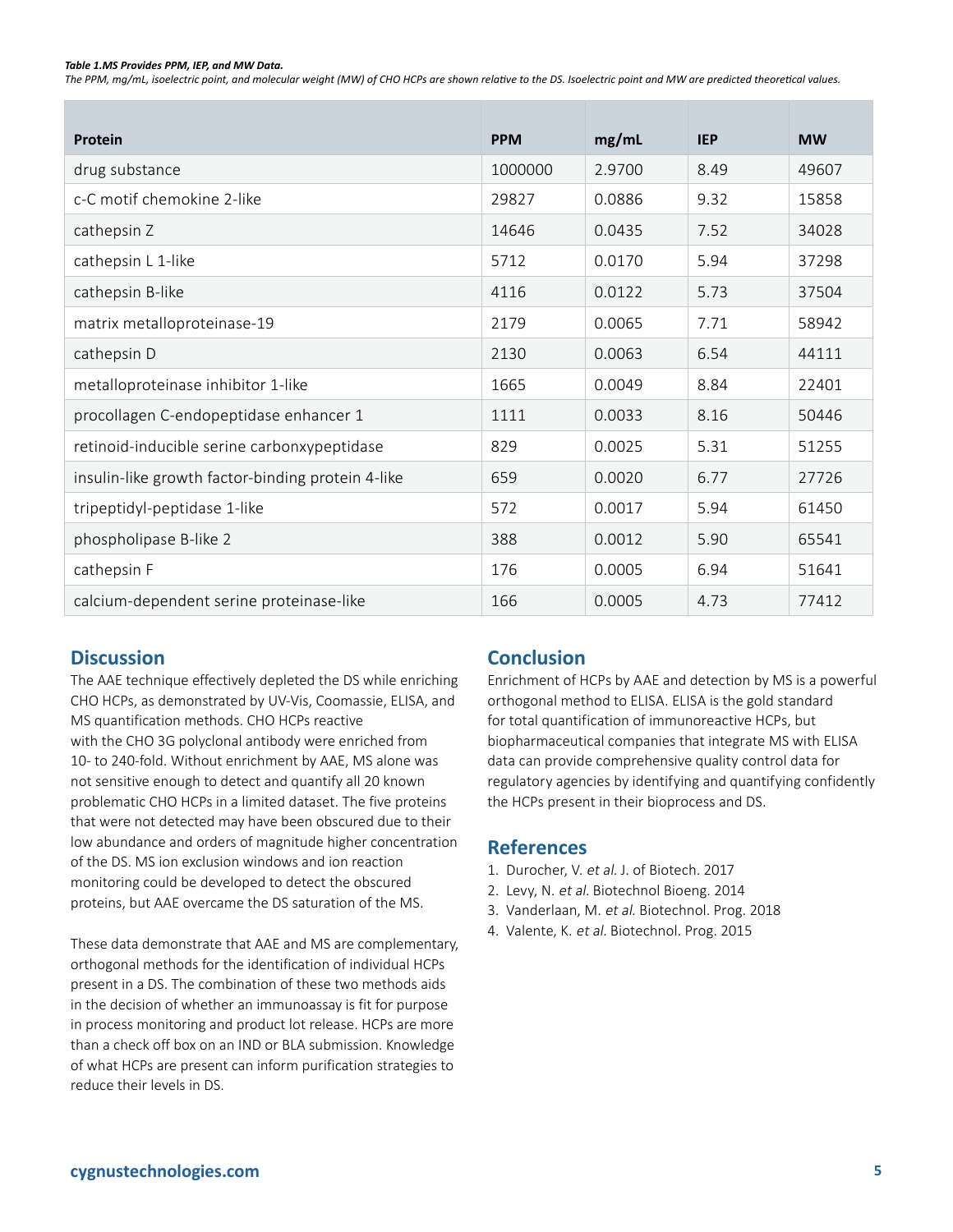***Table 1.MS Provides PPM, IEP, and MW Data.***

*The PPM, mg/mL, isoelectric point, and molecular weight (MW) of CHO HCPs are shown relative to the DS. Isoelectric point and MW are predicted theoretical values.*

| Protein | PPM | mg/mL | IEP | MW |
|---|---|---|---|---|
| drug substance | 1000000 | 2.9700 | 8.49 | 49607 |
| c-C motif chemokine 2-like | 29827 | 0.0886 | 9.32 | 15858 |
| cathepsin Z | 14646 | 0.0435 | 7.52 | 34028 |
| cathepsin L 1-like | 5712 | 0.0170 | 5.94 | 37298 |
| cathepsin B-like | 4116 | 0.0122 | 5.73 | 37504 |
| matrix metalloproteinase-19 | 2179 | 0.0065 | 7.71 | 58942 |
| cathepsin D | 2130 | 0.0063 | 6.54 | 44111 |
| metalloproteinase inhibitor 1-like | 1665 | 0.0049 | 8.84 | 22401 |
| procollagen C-endopeptidase enhancer 1 | 1111 | 0.0033 | 8.16 | 50446 |
| retinoid-inducible serine carbonxypeptidase | 829 | 0.0025 | 5.31 | 51255 |
| insulin-like growth factor-binding protein 4-like | 659 | 0.0020 | 6.77 | 27726 |
| tripeptidyl-peptidase 1-like | 572 | 0.0017 | 5.94 | 61450 |
| phospholipase B-like 2 | 388 | 0.0012 | 5.90 | 65541 |
| cathepsin F | 176 | 0.0005 | 6.94 | 51641 |
| calcium-dependent serine proteinase-like | 166 | 0.0005 | 4.73 | 77412 |

## Discussion

The AAE technique effectively depleted the DS while enriching CHO HCPs, as demonstrated by UV-Vis, Coomassie, ELISA, and MS quantification methods. CHO HCPs reactive with the CHO 3G polyclonal antibody were enriched from 10- to 240-fold. Without enrichment by AAE, MS alone was not sensitive enough to detect and quantify all 20 known problematic CHO HCPs in a limited dataset. The five proteins that were not detected may have been obscured due to their low abundance and orders of magnitude higher concentration of the DS. MS ion exclusion windows and ion reaction monitoring could be developed to detect the obscured proteins, but AAE overcame the DS saturation of the MS.

These data demonstrate that AAE and MS are complementary, orthogonal methods for the identification of individual HCPs present in a DS. The combination of these two methods aids in the decision of whether an immunoassay is fit for purpose in process monitoring and product lot release. HCPs are more than a check off box on an IND or BLA submission. Knowledge of what HCPs are present can inform purification strategies to reduce their levels in DS.

## Conclusion

Enrichment of HCPs by AAE and detection by MS is a powerful orthogonal method to ELISA. ELISA is the gold standard for total quantification of immunoreactive HCPs, but biopharmaceutical companies that integrate MS with ELISA data can provide comprehensive quality control data for regulatory agencies by identifying and quantifying confidently the HCPs present in their bioprocess and DS.

## References

1. Durocher, V. *et al.* J. of Biotech. 2017
2. Levy, N. *et al.* Biotechnol Bioeng. 2014
3. Vanderlaan, M. *et al.* Biotechnol. Prog. 2018
4. Valente, K. *et al.* Biotechnol. Prog. 2015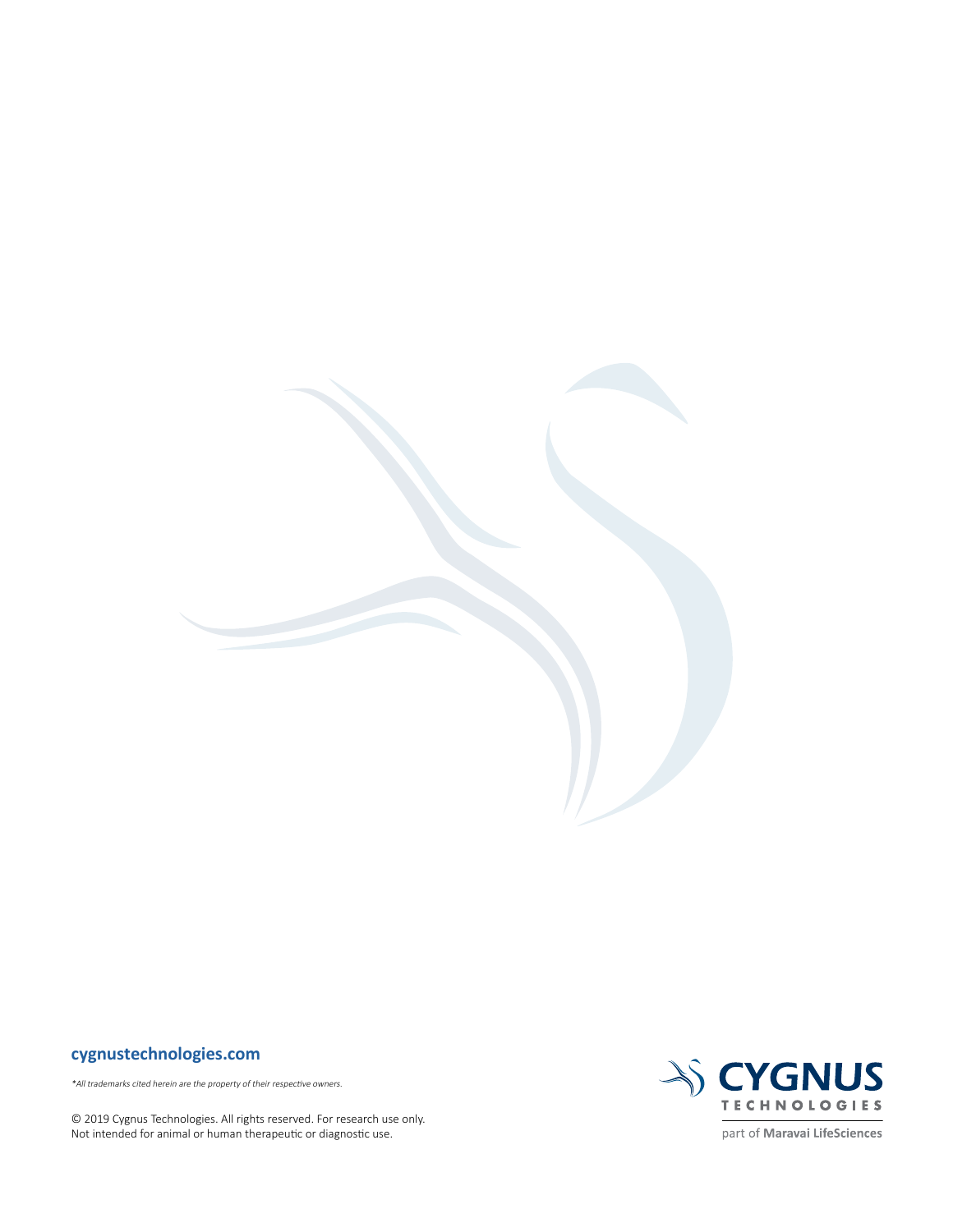**cygnustechnologies.com**

*\*All trademarks cited herein are the property of their respective owners.*

© 2019 Cygnus Technologies. All rights reserved. For research use only.
Not intended for animal or human therapeutic or diagnostic use.

CYGNUS TECHNOLOGIES

part of **Maravai LifeSciences**